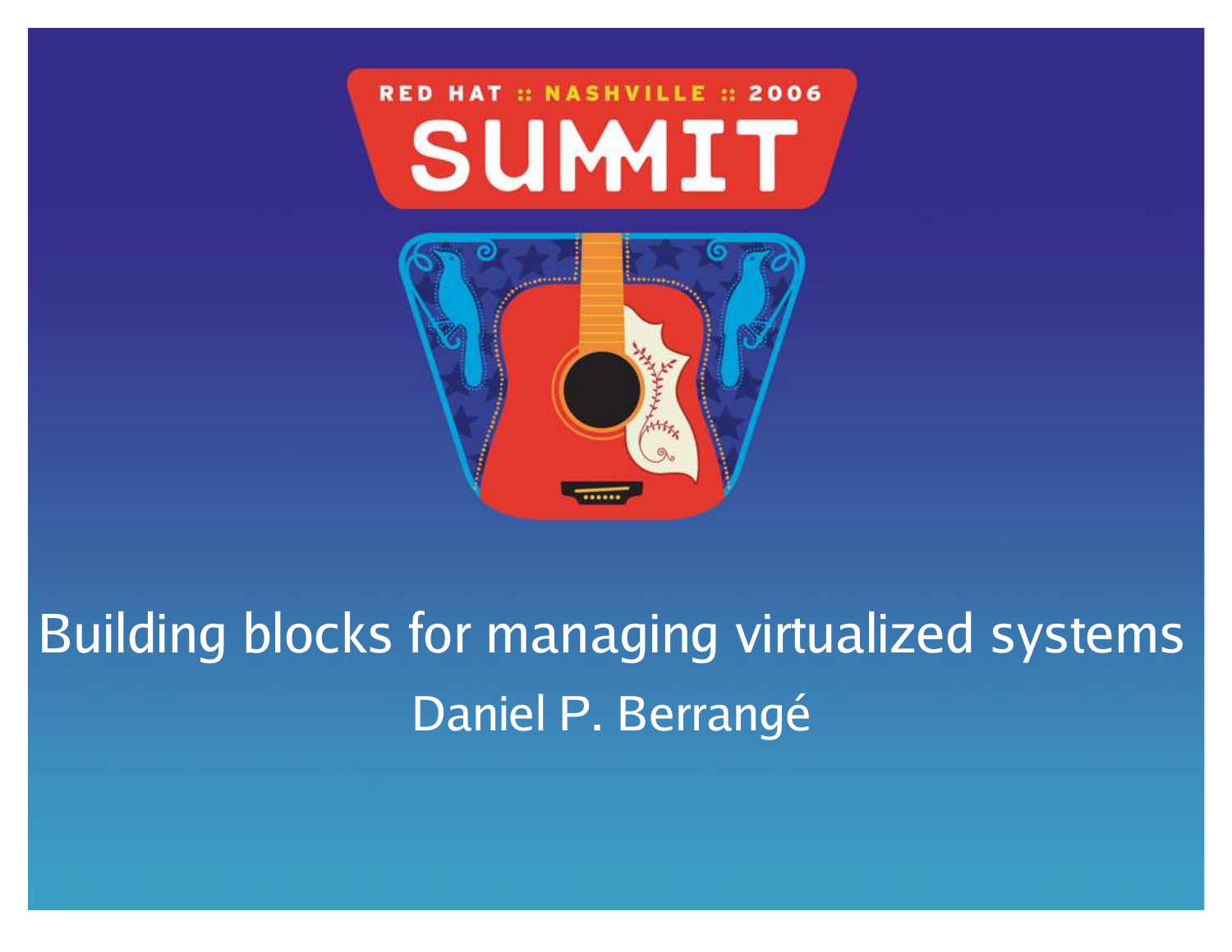RED HAT :: NASHVILLE :: 2006

SUMMIT

# Building blocks for managing virtualized systems

Daniel P. Berrangé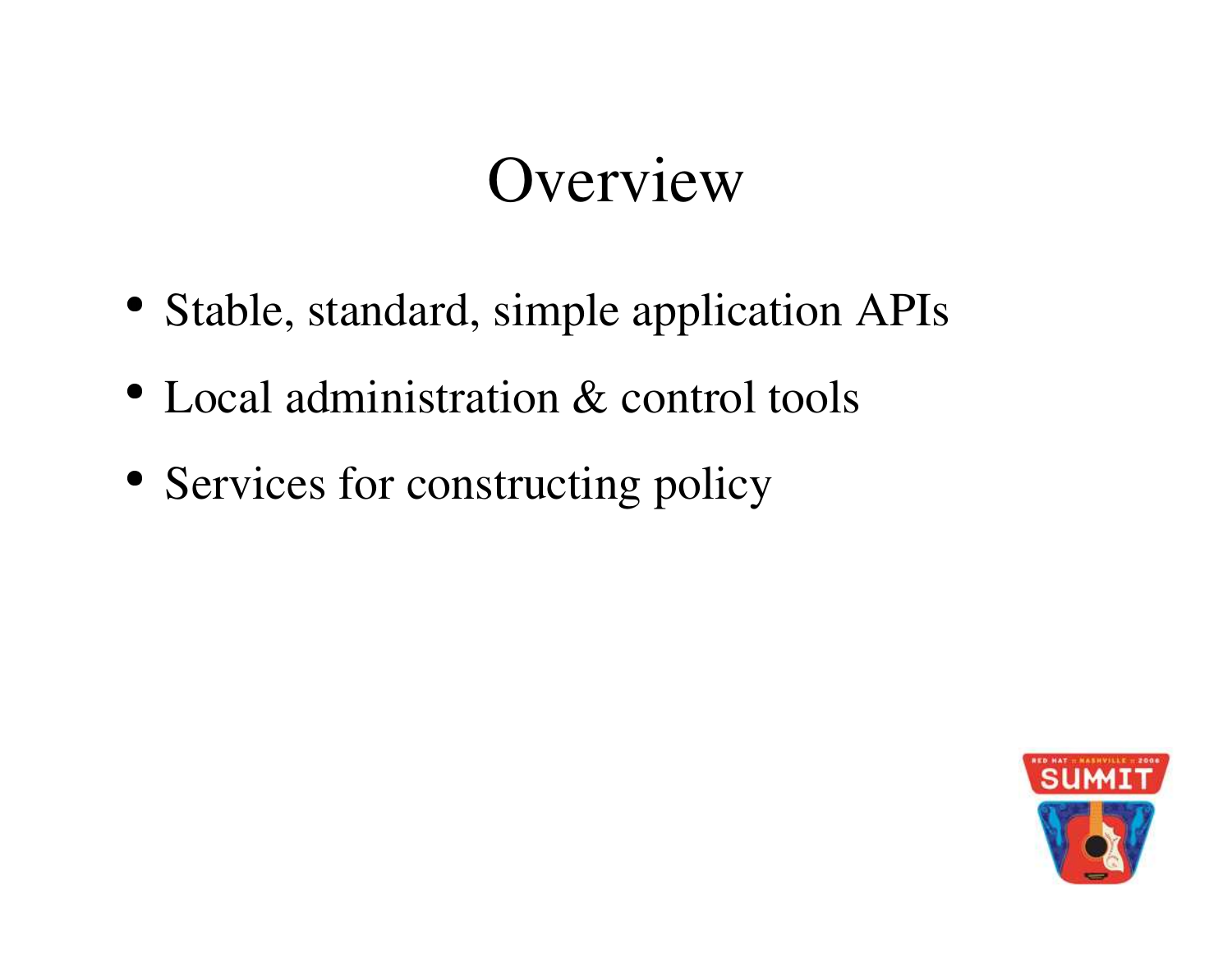# Overview

- Stable, standard, simple application APIs
- Local administration & control tools
- Services for constructing policy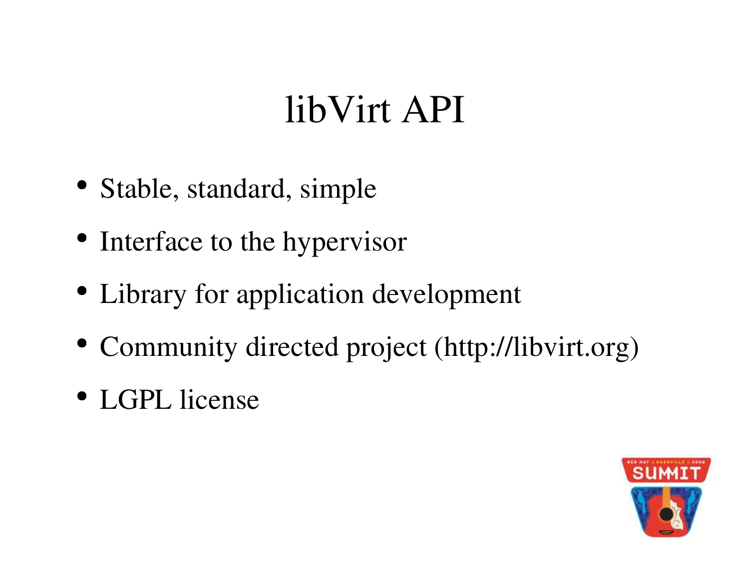# libVirt API

- Stable, standard, simple
- Interface to the hypervisor
- Library for application development
- Community directed project (http://libvirt.org)
- LGPL license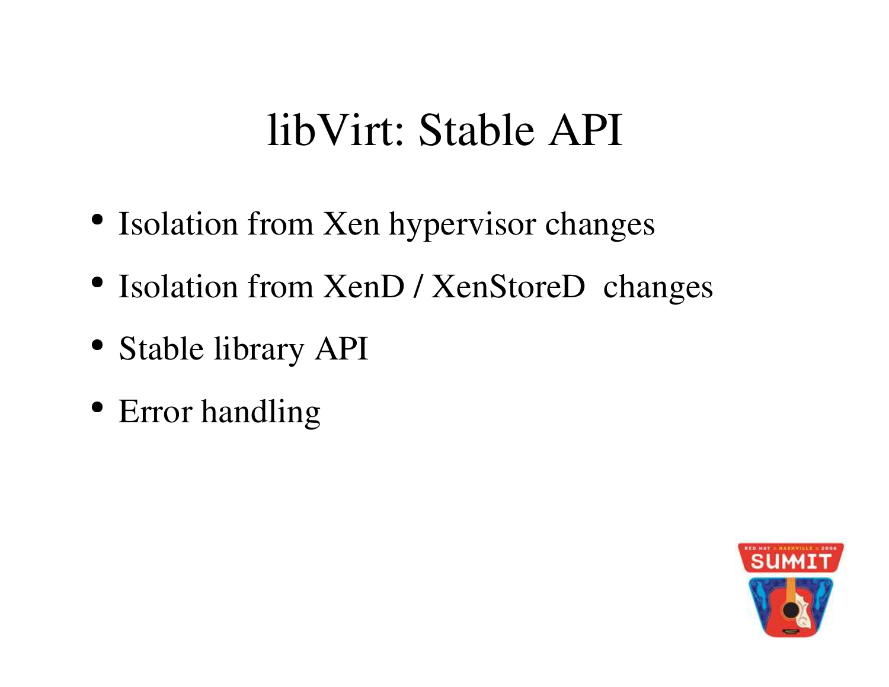# libVirt: Stable API

- Isolation from Xen hypervisor changes
- Isolation from XenD / XenStoreD changes
- Stable library API
- Error handling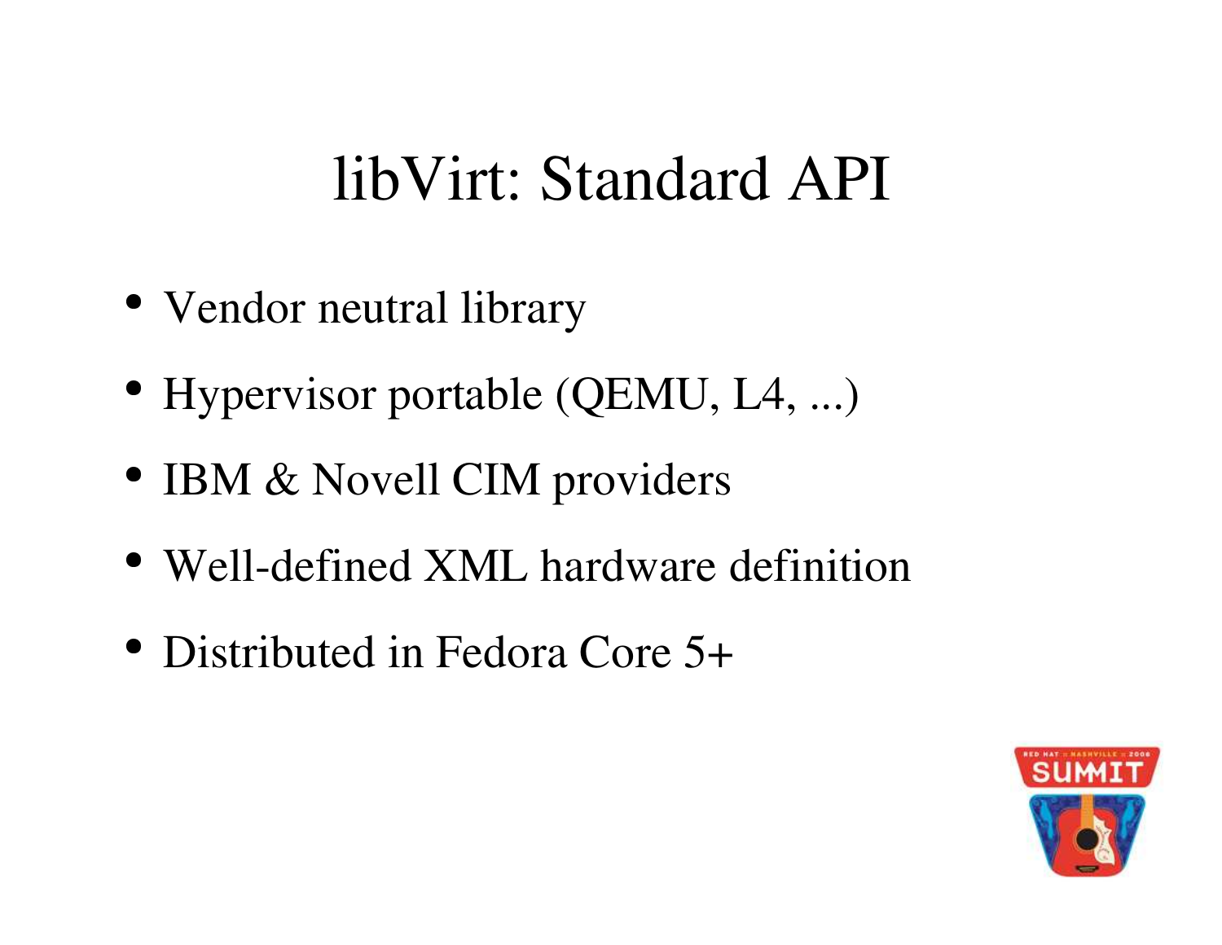# libVirt: Standard API

- Vendor neutral library
- Hypervisor portable (QEMU, L4, ...)
- IBM & Novell CIM providers
- Well-defined XML hardware definition
- Distributed in Fedora Core 5+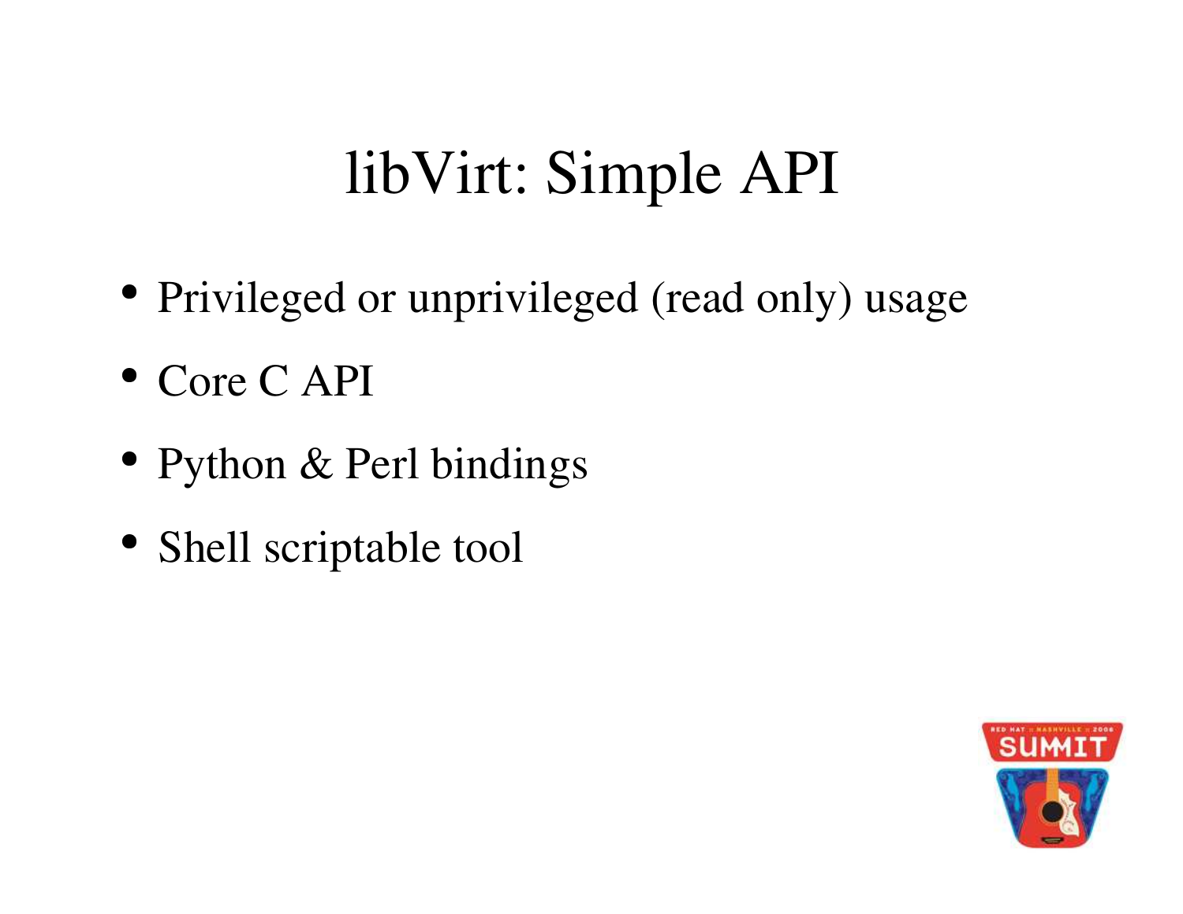# libVirt: Simple API

- Privileged or unprivileged (read only) usage
- Core C API
- Python & Perl bindings
- Shell scriptable tool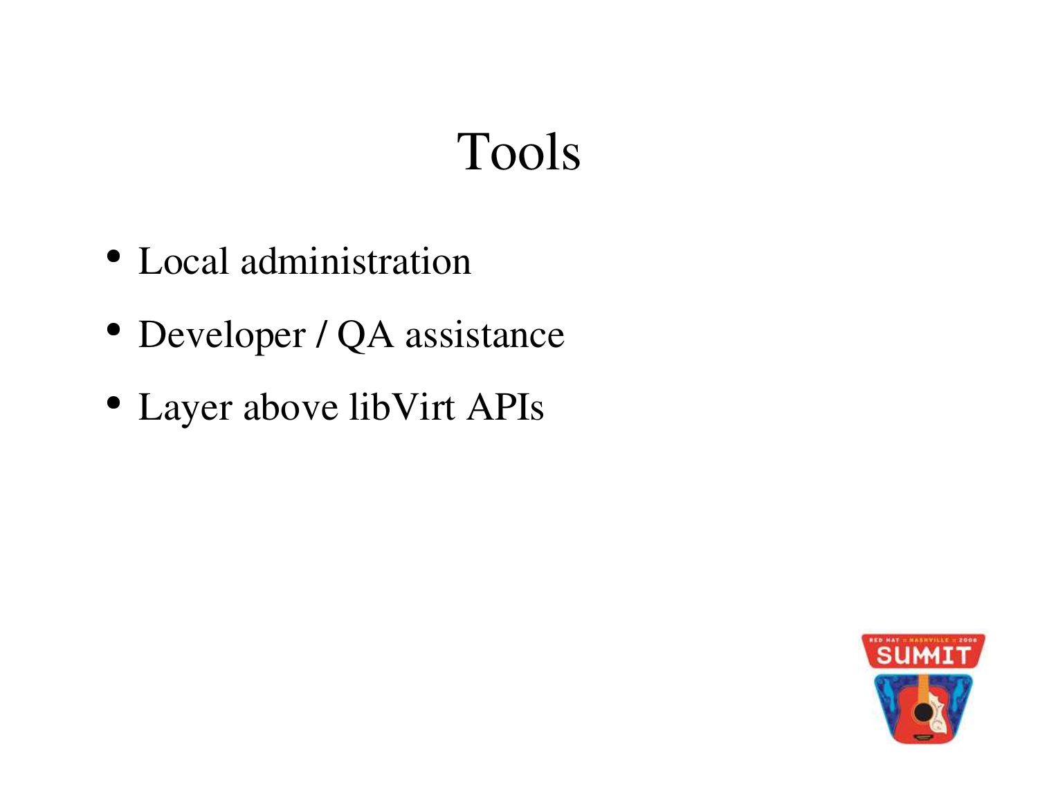# Tools

- Local administration
- Developer / QA assistance
- Layer above libVirt APIs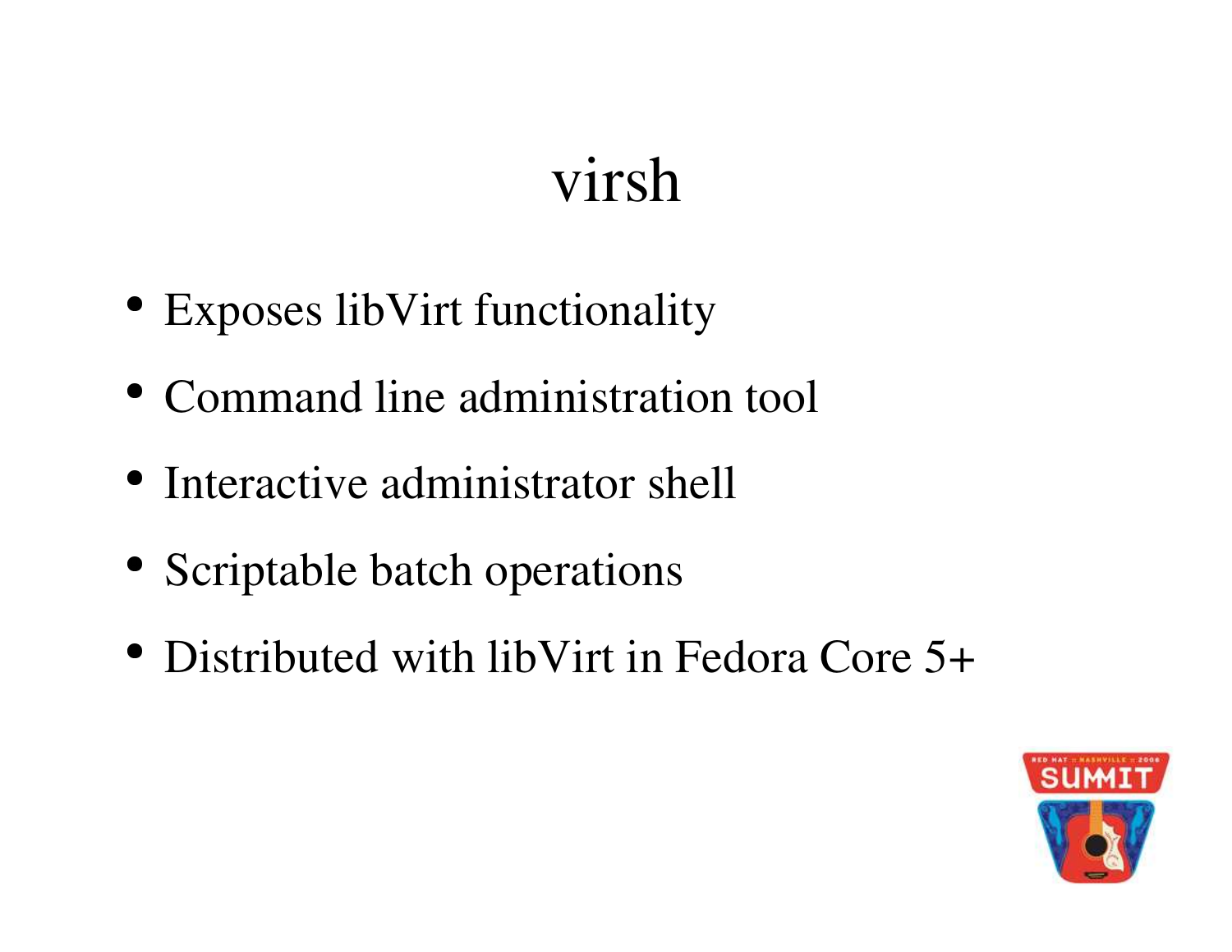# virsh

- Exposes libVirt functionality
- Command line administration tool
- Interactive administrator shell
- Scriptable batch operations
- Distributed with libVirt in Fedora Core 5+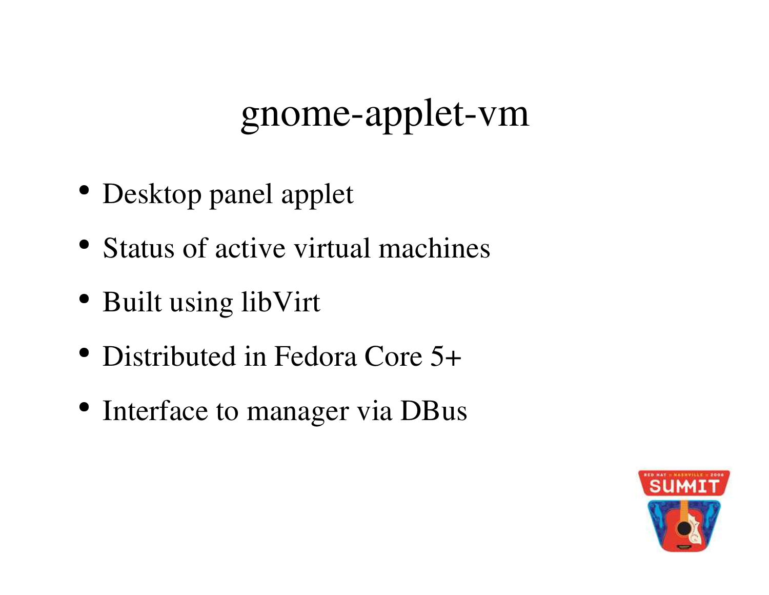# gnome-applet-vm

- Desktop panel applet
- Status of active virtual machines
- Built using libVirt
- Distributed in Fedora Core 5+
- Interface to manager via DBus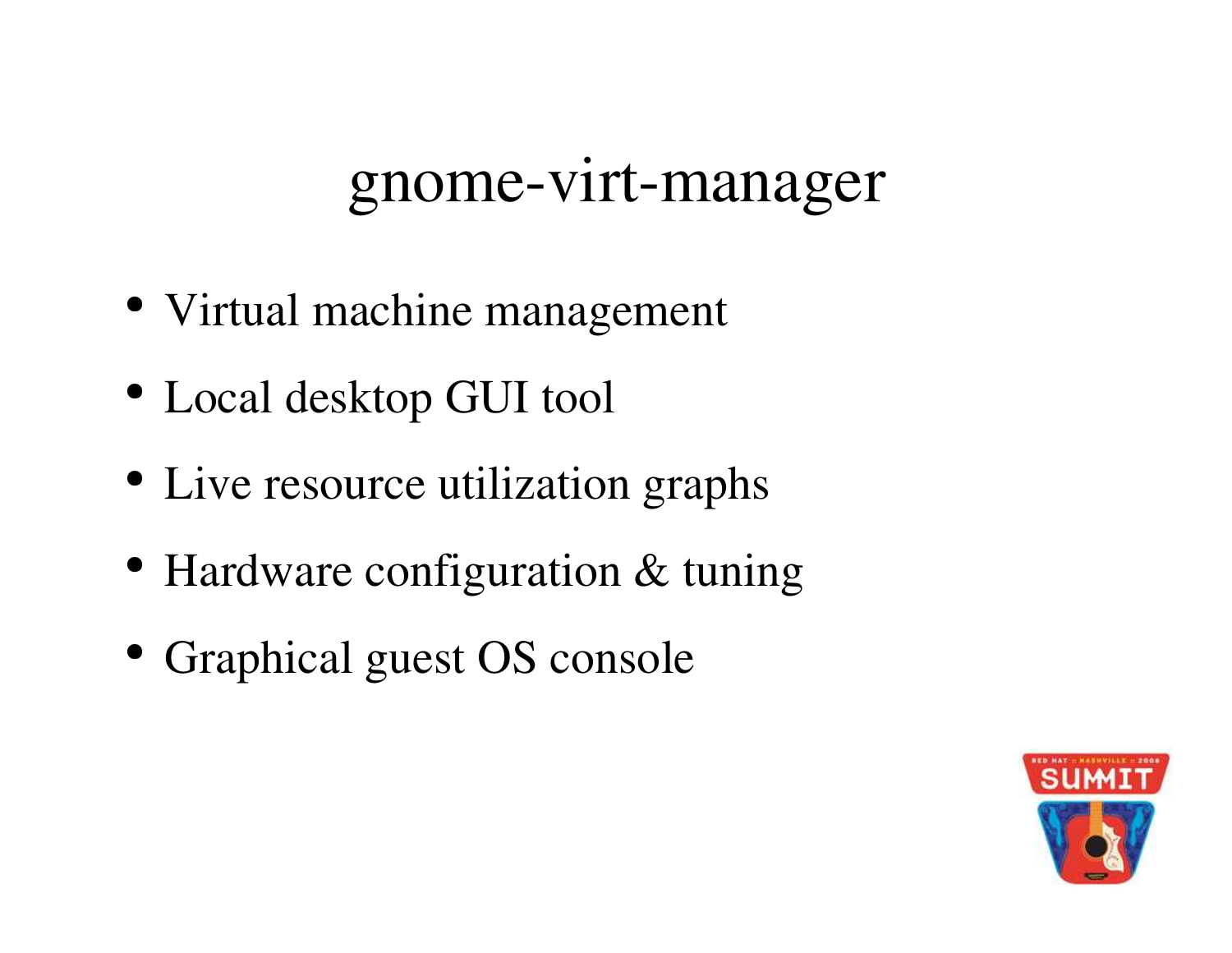# gnome-virt-manager

- Virtual machine management
- Local desktop GUI tool
- Live resource utilization graphs
- Hardware configuration & tuning
- Graphical guest OS console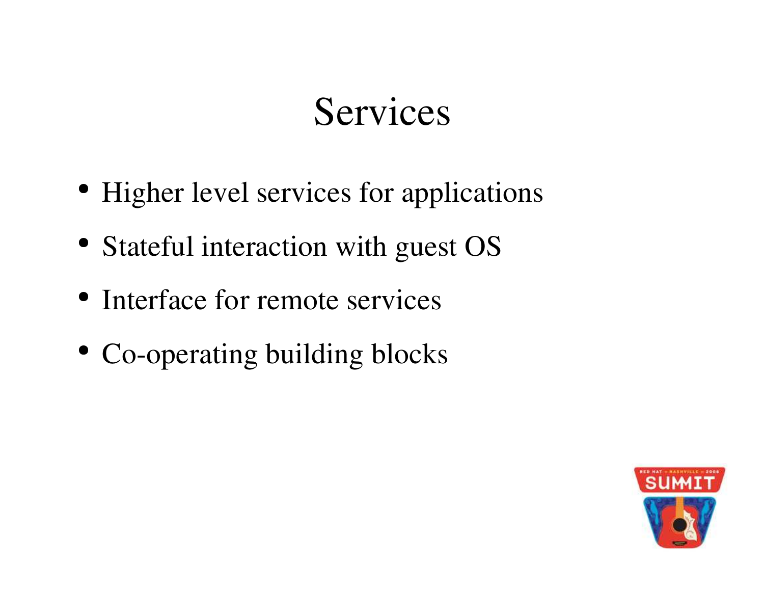# Services

- Higher level services for applications
- Stateful interaction with guest OS
- Interface for remote services
- Co-operating building blocks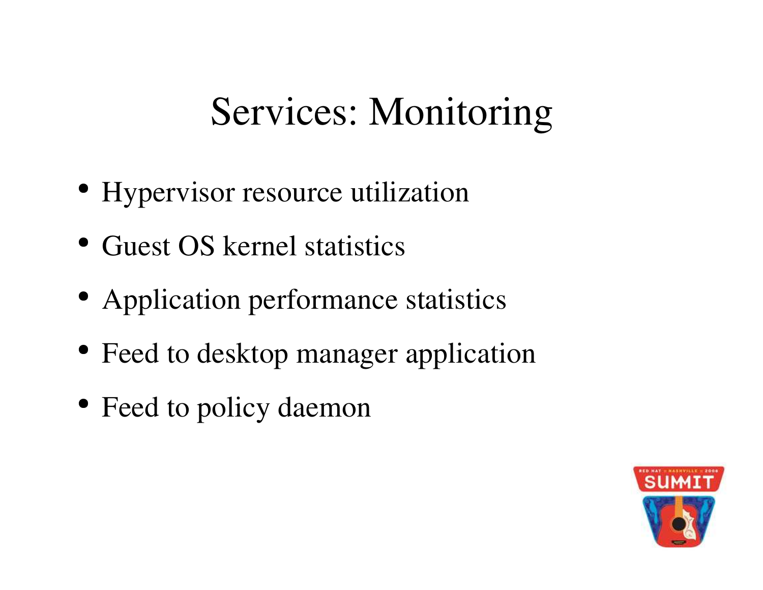# Services: Monitoring

- Hypervisor resource utilization
- Guest OS kernel statistics
- Application performance statistics
- Feed to desktop manager application
- Feed to policy daemon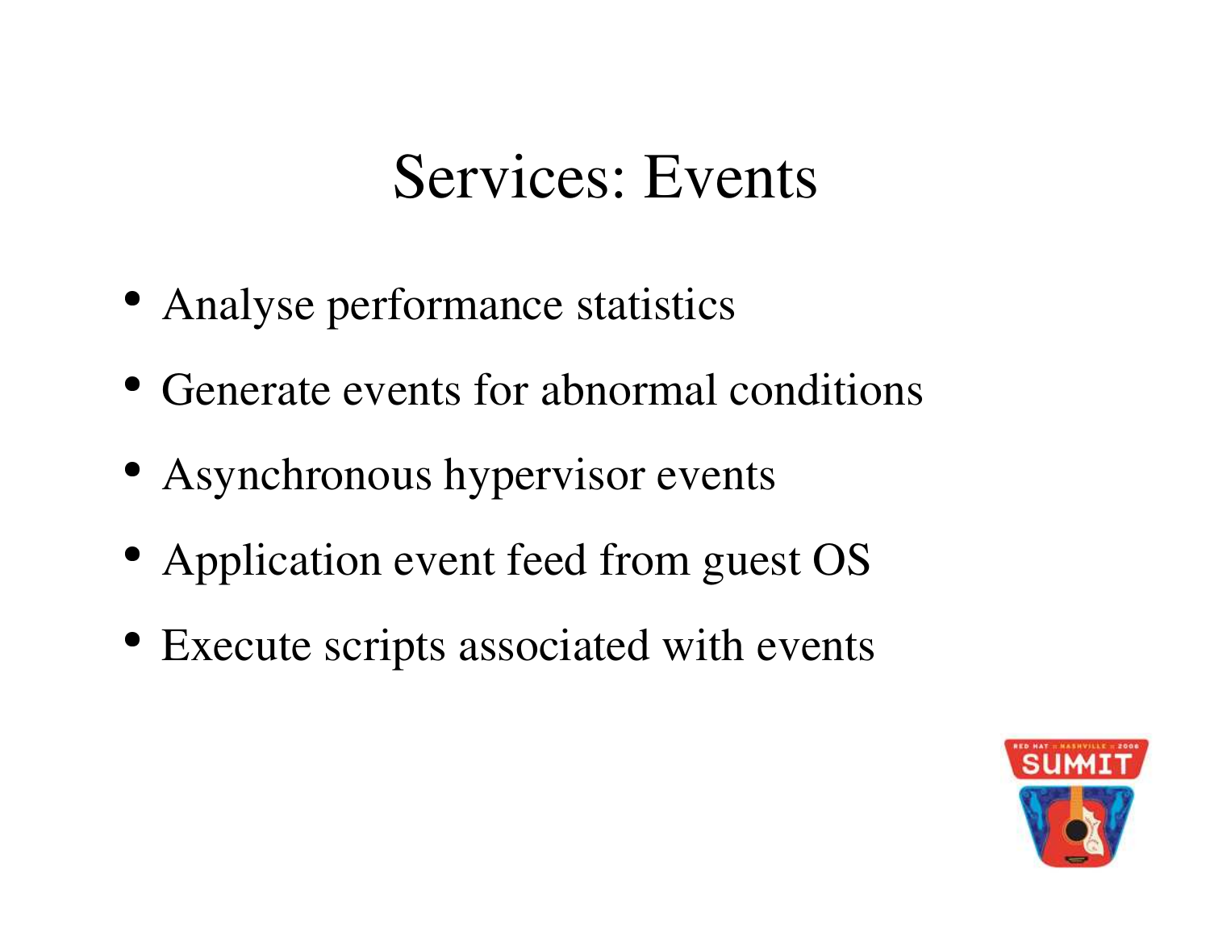# Services: Events

- Analyse performance statistics
- Generate events for abnormal conditions
- Asynchronous hypervisor events
- Application event feed from guest OS
- Execute scripts associated with events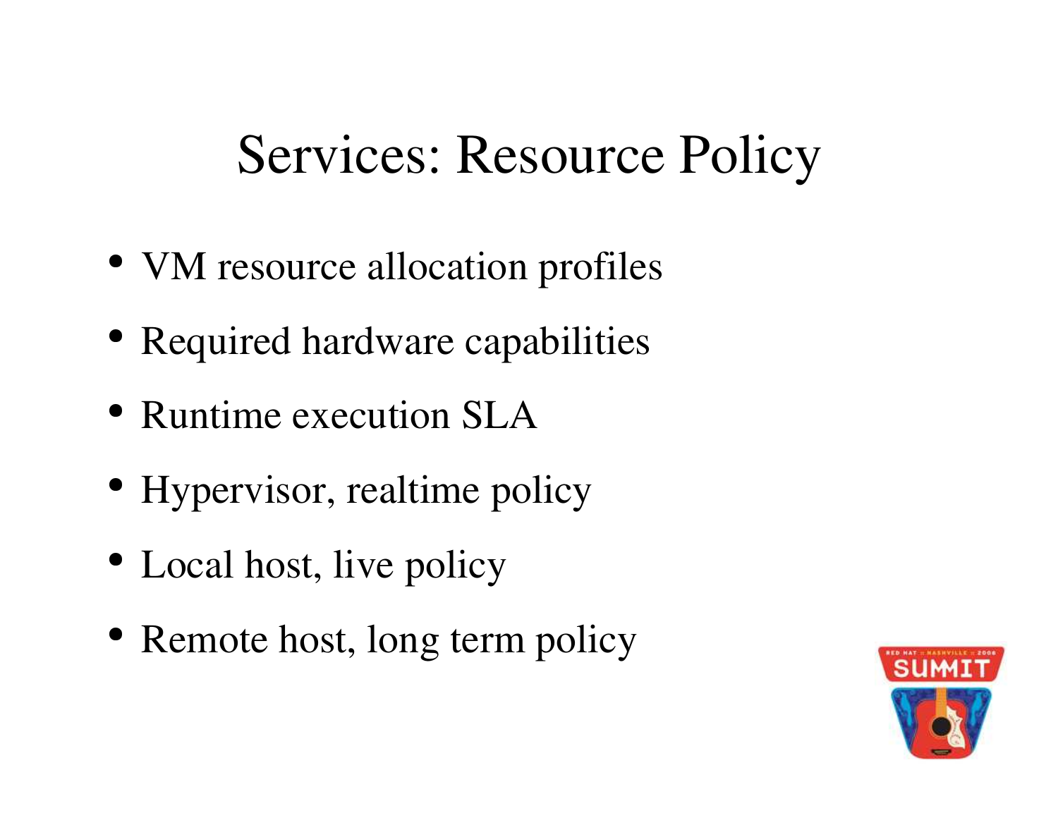# Services: Resource Policy

- VM resource allocation profiles
- Required hardware capabilities
- Runtime execution SLA
- Hypervisor, realtime policy
- Local host, live policy
- Remote host, long term policy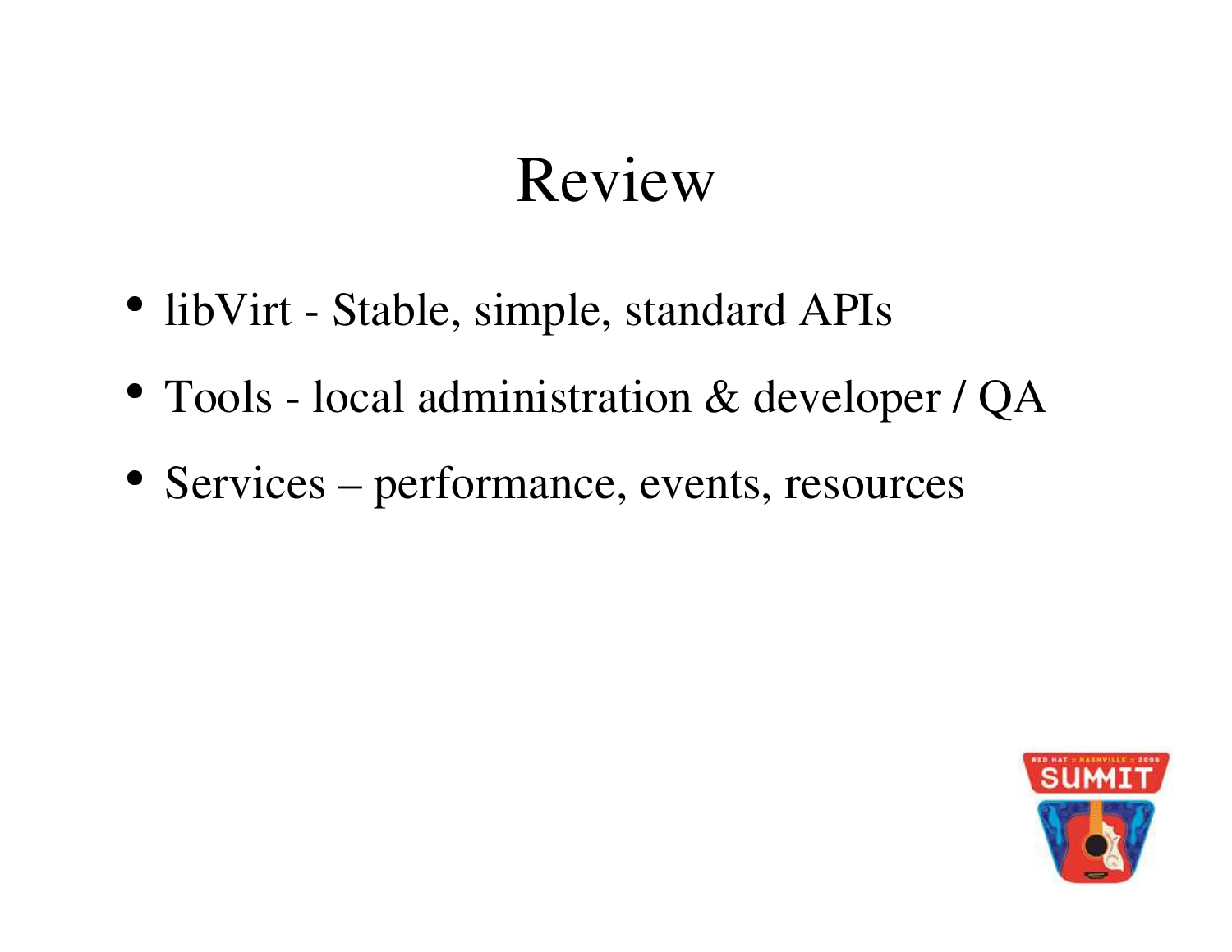# Review

- libVirt - Stable, simple, standard APIs
- Tools - local administration & developer / QA
- Services – performance, events, resources